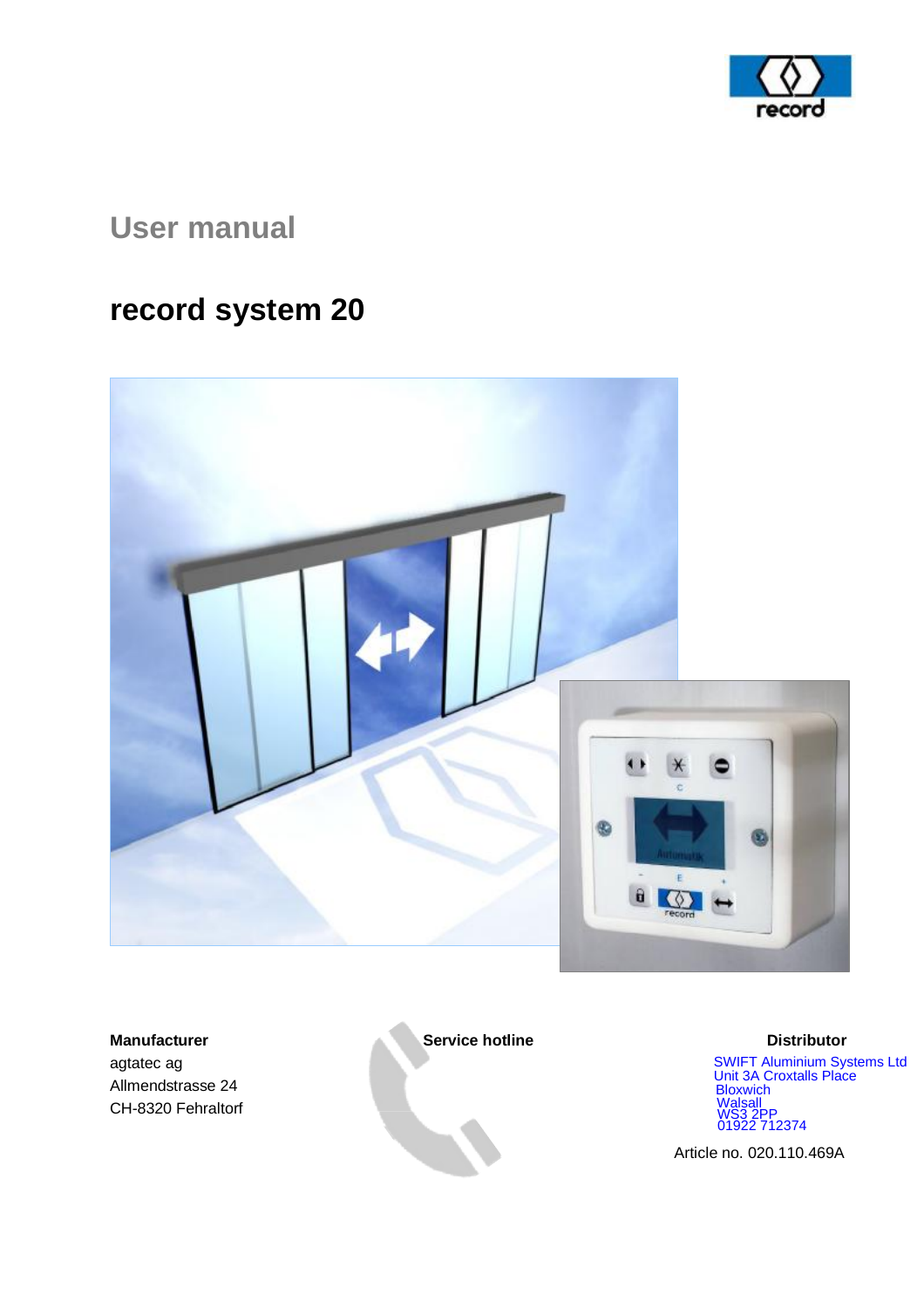# User manual

# record system 20

**Manufacturer**
agtatec ag
Allmendstrasse 24
CH-8320 Fehraltorf

**Service hotline**

**Distributor**
SWIFT Aluminium Systems Ltd
Unit 3A Croxtalls Place
Bloxwich
Walsall
WS3 2PP
01922 712374

Article no. 020.110.469A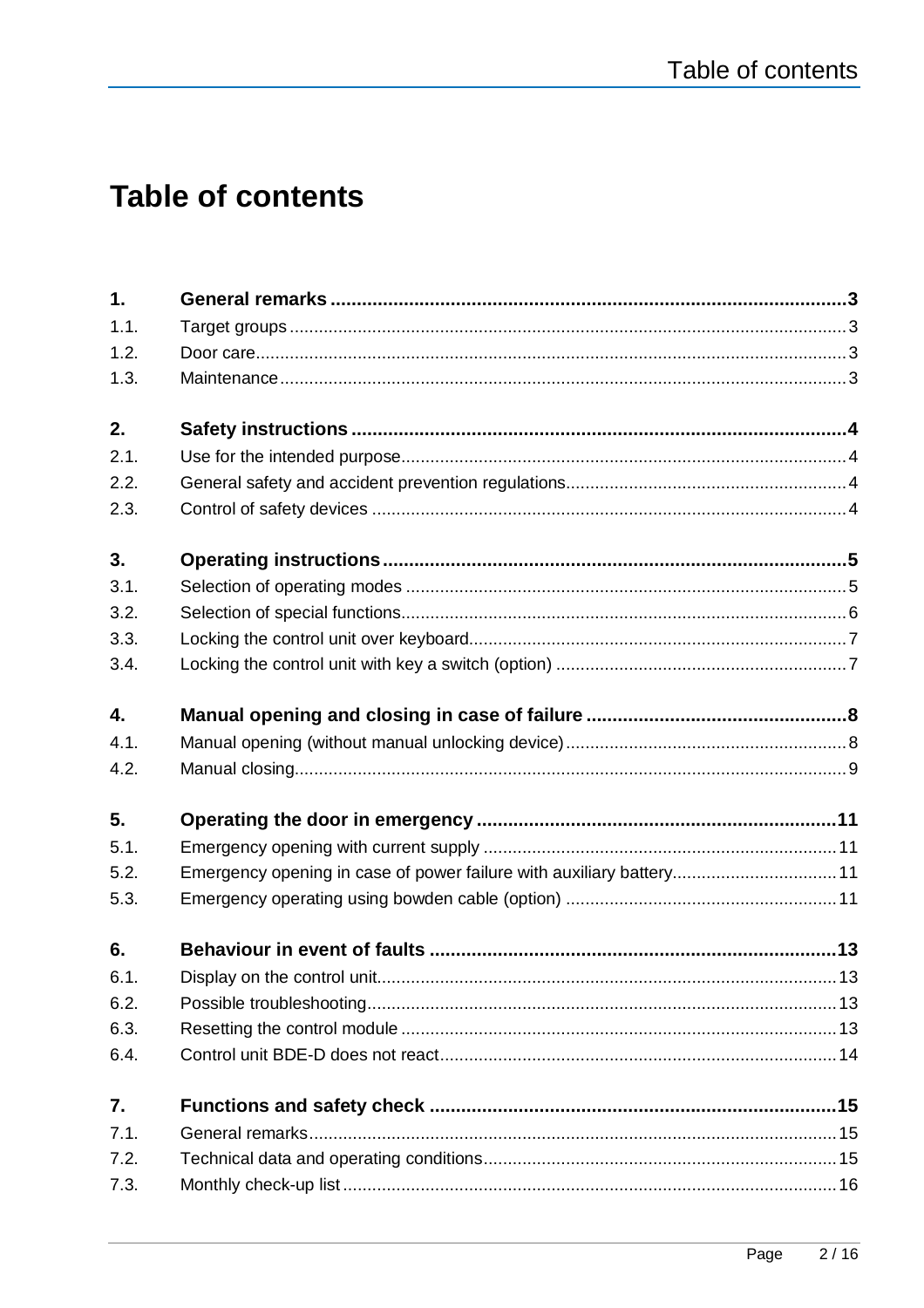# Table of contents

| | | |
|---|---|---|
| **1.** | **General remarks** | **3** |
| 1.1. | Target groups | 3 |
| 1.2. | Door care | 3 |
| 1.3. | Maintenance | 3 |
| **2.** | **Safety instructions** | **4** |
| 2.1. | Use for the intended purpose | 4 |
| 2.2. | General safety and accident prevention regulations | 4 |
| 2.3. | Control of safety devices | 4 |
| **3.** | **Operating instructions** | **5** |
| 3.1. | Selection of operating modes | 5 |
| 3.2. | Selection of special functions | 6 |
| 3.3. | Locking the control unit over keyboard | 7 |
| 3.4. | Locking the control unit with key a switch (option) | 7 |
| **4.** | **Manual opening and closing in case of failure** | **8** |
| 4.1. | Manual opening (without manual unlocking device) | 8 |
| 4.2. | Manual closing | 9 |
| **5.** | **Operating the door in emergency** | **11** |
| 5.1. | Emergency opening with current supply | 11 |
| 5.2. | Emergency opening in case of power failure with auxiliary battery | 11 |
| 5.3. | Emergency operating using bowden cable (option) | 11 |
| **6.** | **Behaviour in event of faults** | **13** |
| 6.1. | Display on the control unit | 13 |
| 6.2. | Possible troubleshooting | 13 |
| 6.3. | Resetting the control module | 13 |
| 6.4. | Control unit BDE-D does not react | 14 |
| **7.** | **Functions and safety check** | **15** |
| 7.1. | General remarks | 15 |
| 7.2. | Technical data and operating conditions | 15 |
| 7.3. | Monthly check-up list | 16 |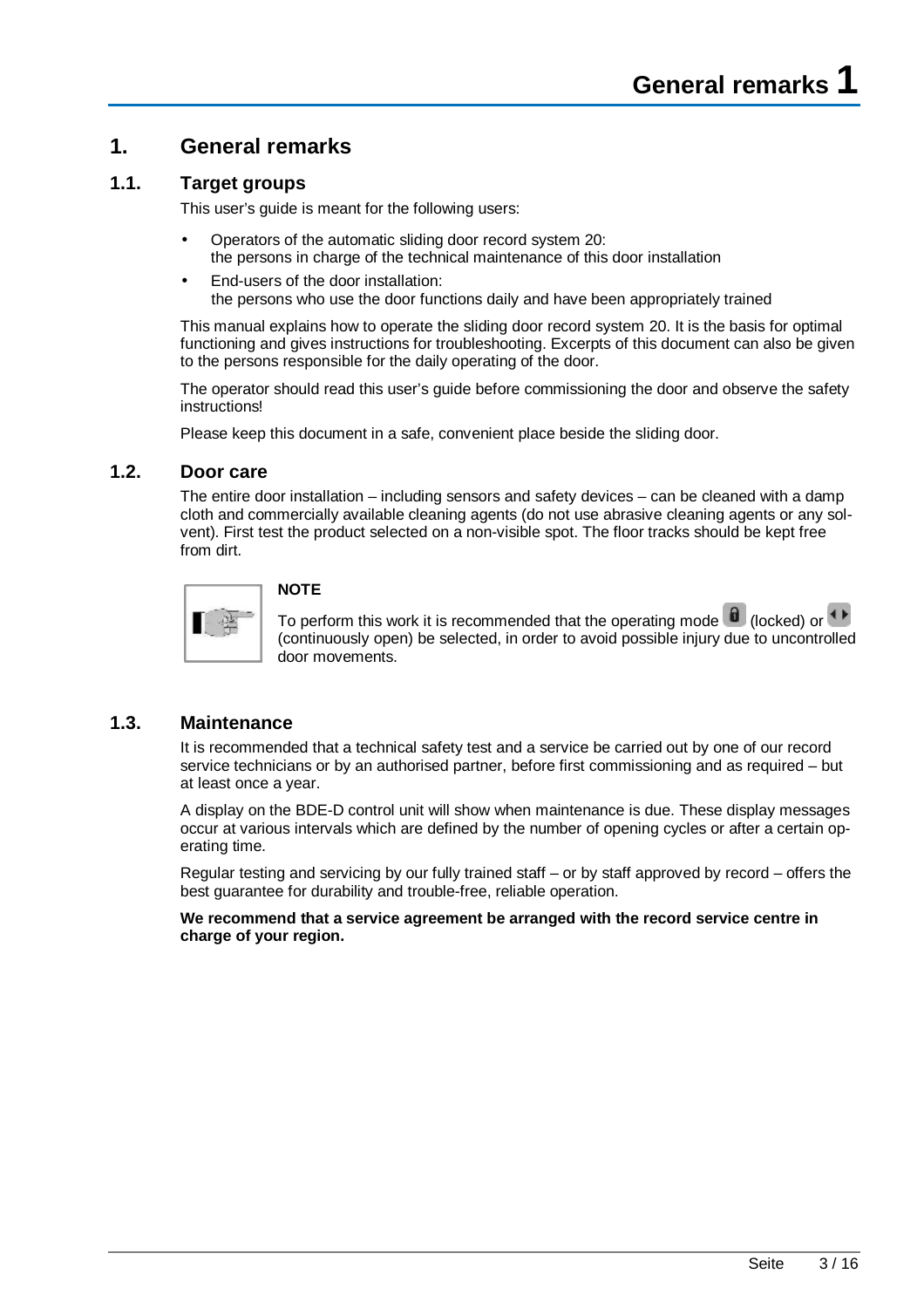# 1. General remarks

## 1.1. Target groups

This user's guide is meant for the following users:

- Operators of the automatic sliding door record system 20: the persons in charge of the technical maintenance of this door installation
- End-users of the door installation: the persons who use the door functions daily and have been appropriately trained

This manual explains how to operate the sliding door record system 20. It is the basis for optimal functioning and gives instructions for troubleshooting. Excerpts of this document can also be given to the persons responsible for the daily operating of the door.

The operator should read this user's guide before commissioning the door and observe the safety instructions!

Please keep this document in a safe, convenient place beside the sliding door.

## 1.2. Door care

The entire door installation – including sensors and safety devices – can be cleaned with a damp cloth and commercially available cleaning agents (do not use abrasive cleaning agents or any solvent). First test the product selected on a non-visible spot. The floor tracks should be kept free from dirt.

**NOTE**

To perform this work it is recommended that the operating mode (locked) or (continuously open) be selected, in order to avoid possible injury due to uncontrolled door movements.

## 1.3. Maintenance

It is recommended that a technical safety test and a service be carried out by one of our record service technicians or by an authorised partner, before first commissioning and as required – but at least once a year.

A display on the BDE-D control unit will show when maintenance is due. These display messages occur at various intervals which are defined by the number of opening cycles or after a certain operating time.

Regular testing and servicing by our fully trained staff – or by staff approved by record – offers the best guarantee for durability and trouble-free, reliable operation.

**We recommend that a service agreement be arranged with the record service centre in charge of your region.**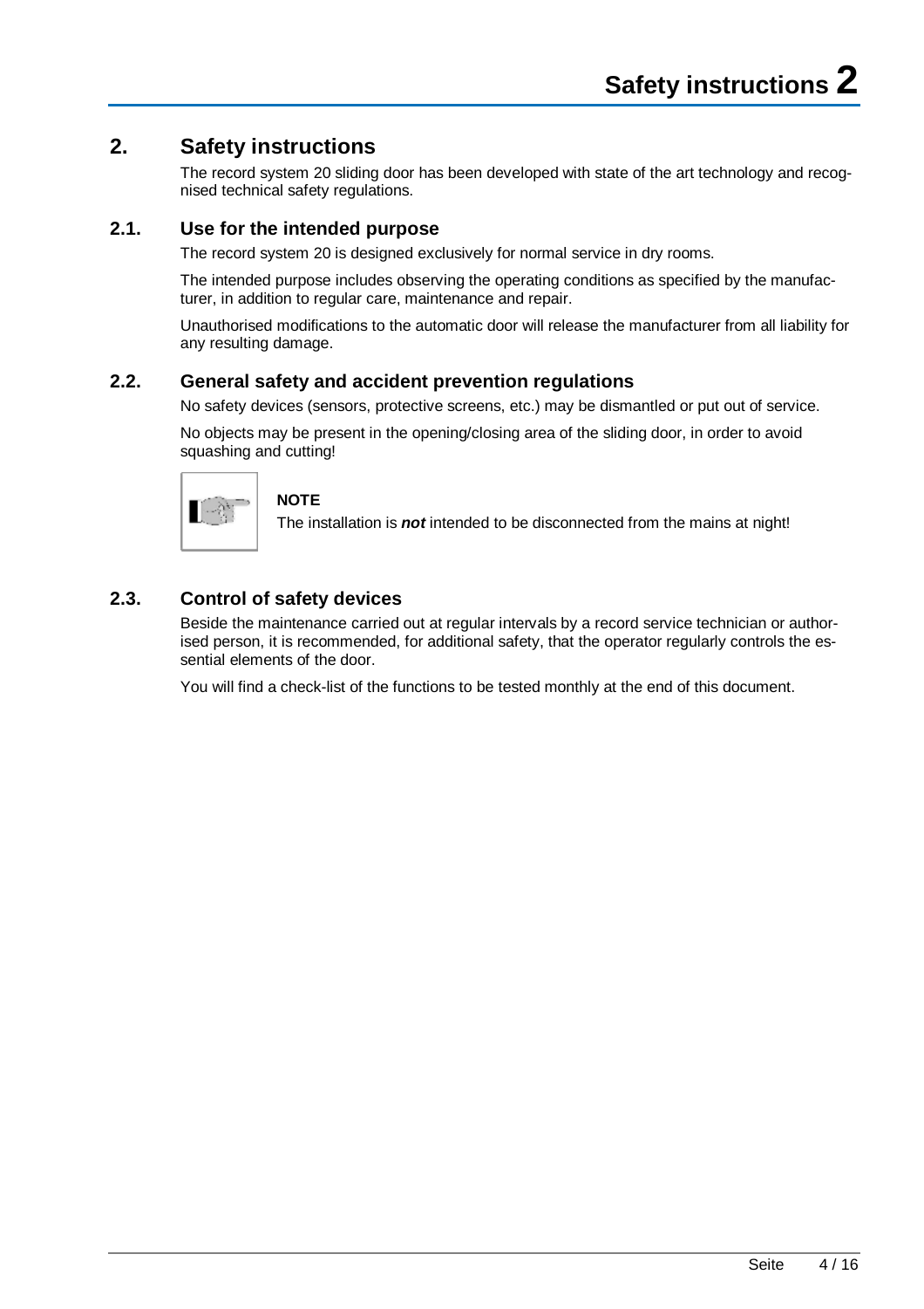# 2. Safety instructions

The record system 20 sliding door has been developed with state of the art technology and recognised technical safety regulations.

## 2.1. Use for the intended purpose

The record system 20 is designed exclusively for normal service in dry rooms.

The intended purpose includes observing the operating conditions as specified by the manufacturer, in addition to regular care, maintenance and repair.

Unauthorised modifications to the automatic door will release the manufacturer from all liability for any resulting damage.

## 2.2. General safety and accident prevention regulations

No safety devices (sensors, protective screens, etc.) may be dismantled or put out of service.

No objects may be present in the opening/closing area of the sliding door, in order to avoid squashing and cutting!

**NOTE**

The installation is ***not*** intended to be disconnected from the mains at night!

## 2.3. Control of safety devices

Beside the maintenance carried out at regular intervals by a record service technician or authorised person, it is recommended, for additional safety, that the operator regularly controls the essential elements of the door.

You will find a check-list of the functions to be tested monthly at the end of this document.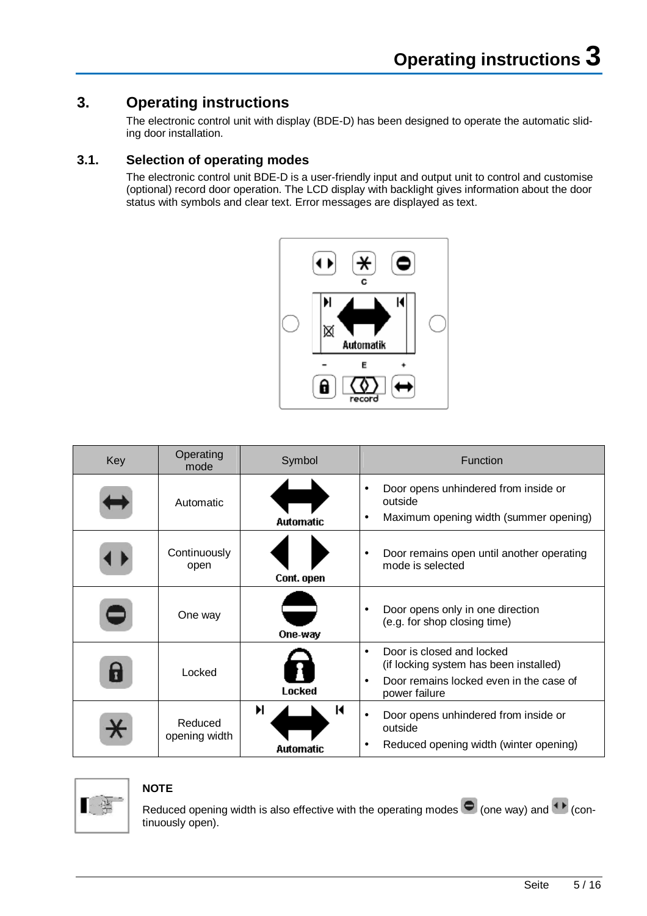# 3. Operating instructions

The electronic control unit with display (BDE-D) has been designed to operate the automatic sliding door installation.

## 3.1. Selection of operating modes

The electronic control unit BDE-D is a user-friendly input and output unit to control and customise (optional) record door operation. The LCD display with backlight gives information about the door status with symbols and clear text. Error messages are displayed as text.

| Key | Operating mode | Symbol | Function |
|---|---|---|---|
| | Automatic | Automatic | • Door opens unhindered from inside or outside<br>• Maximum opening width (summer opening) |
| | Continuously open | Cont. open | • Door remains open until another operating mode is selected |
| | One way | One-way | • Door opens only in one direction (e.g. for shop closing time) |
| | Locked | Locked | • Door is closed and locked (if locking system has been installed)<br>• Door remains locked even in the case of power failure |
| | Reduced opening width | Automatic | • Door opens unhindered from inside or outside<br>• Reduced opening width (winter opening) |

**NOTE**

Reduced opening width is also effective with the operating modes (one way) and (continuously open).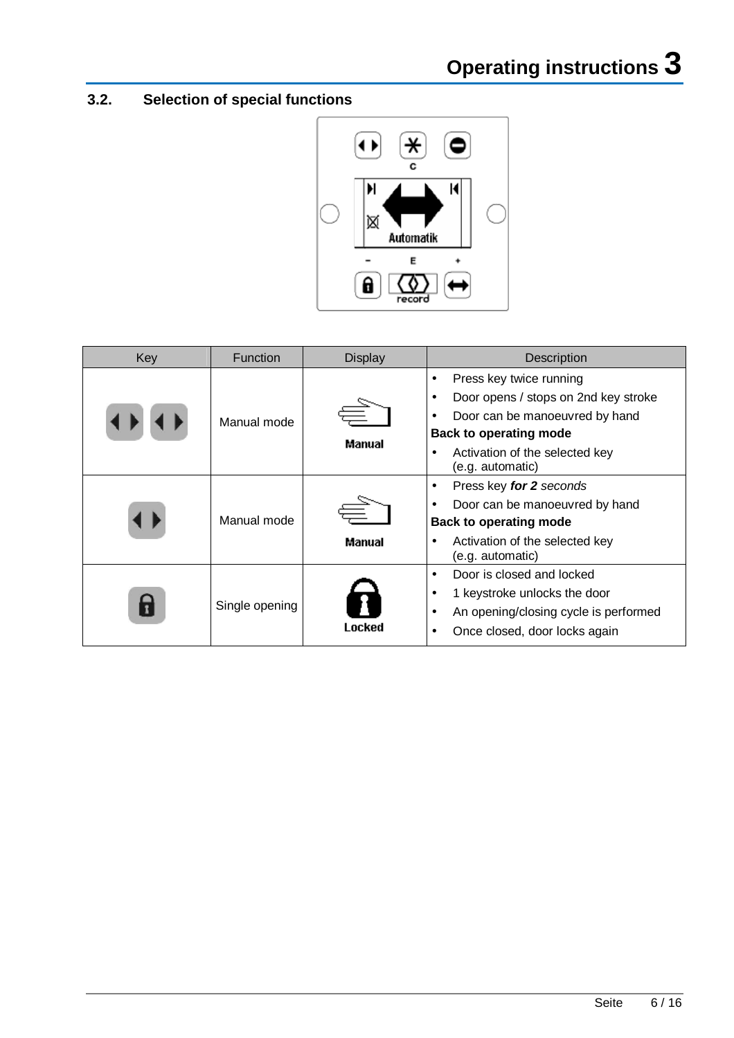## 3.2. Selection of special functions

| Key | Function | Display | Description |
|---|---|---|---|
| | Manual mode | Manual | • Press key twice running<br>• Door opens / stops on 2nd key stroke<br>• Door can be manoeuvred by hand<br>**Back to operating mode**<br>• Activation of the selected key (e.g. automatic) |
| | Manual mode | Manual | • Press key ***for 2** seconds*<br>• Door can be manoeuvred by hand<br>**Back to operating mode**<br>• Activation of the selected key (e.g. automatic) |
| | Single opening | Locked | • Door is closed and locked<br>• 1 keystroke unlocks the door<br>• An opening/closing cycle is performed<br>• Once closed, door locks again |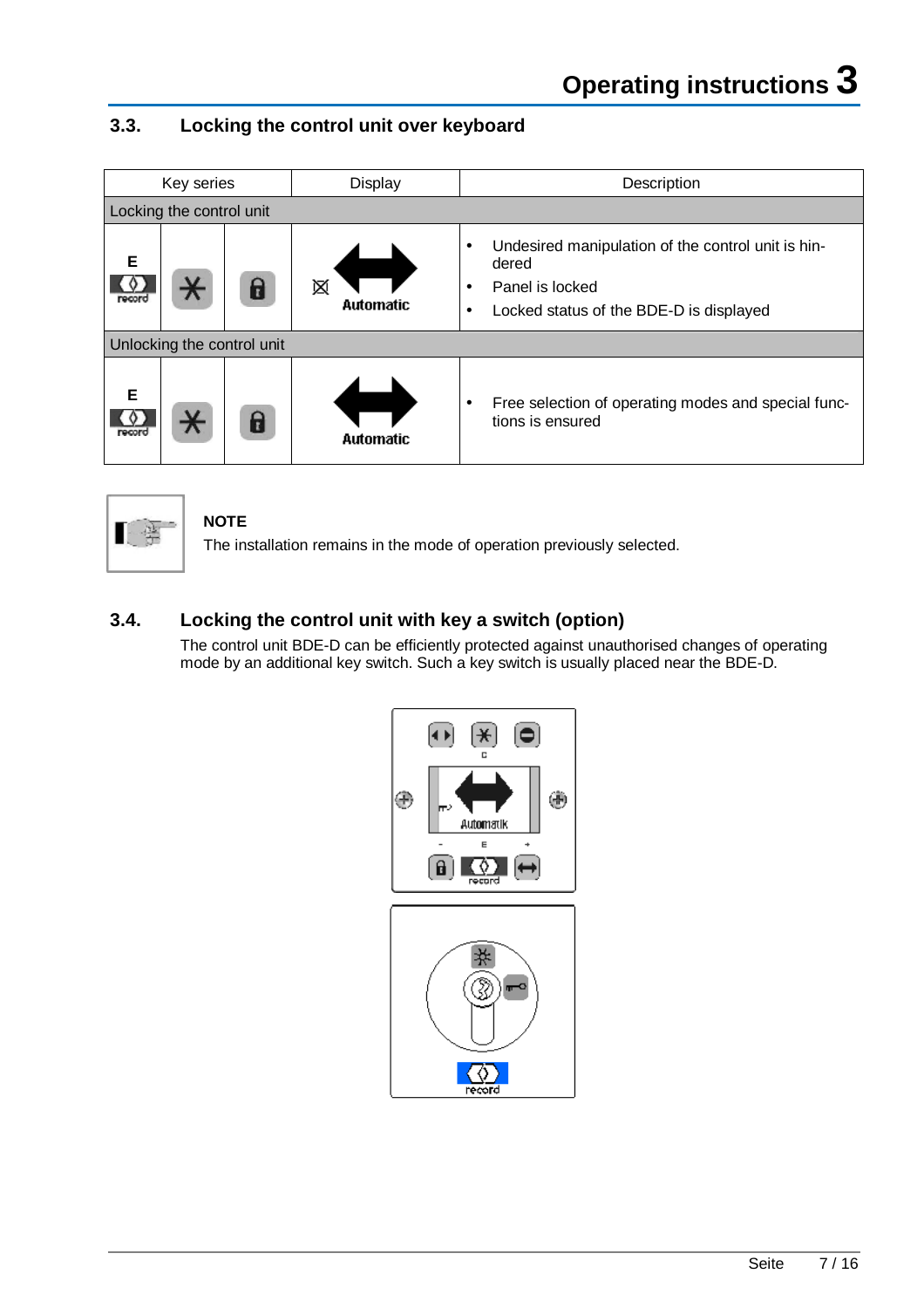## 3.3. Locking the control unit over keyboard

| Key series | | | Display | Description |
|---|---|---|---|---|
| Locking the control unit | | | | |
| E record | * | 🔒 | Automatic | • Undesired manipulation of the control unit is hindered<br>• Panel is locked<br>• Locked status of the BDE-D is displayed |
| Unlocking the control unit | | | | |
| E record | * | 🔒 | Automatic | • Free selection of operating modes and special functions is ensured |

**NOTE**

The installation remains in the mode of operation previously selected.

## 3.4. Locking the control unit with key a switch (option)

The control unit BDE-D can be efficiently protected against unauthorised changes of operating mode by an additional key switch. Such a key switch is usually placed near the BDE-D.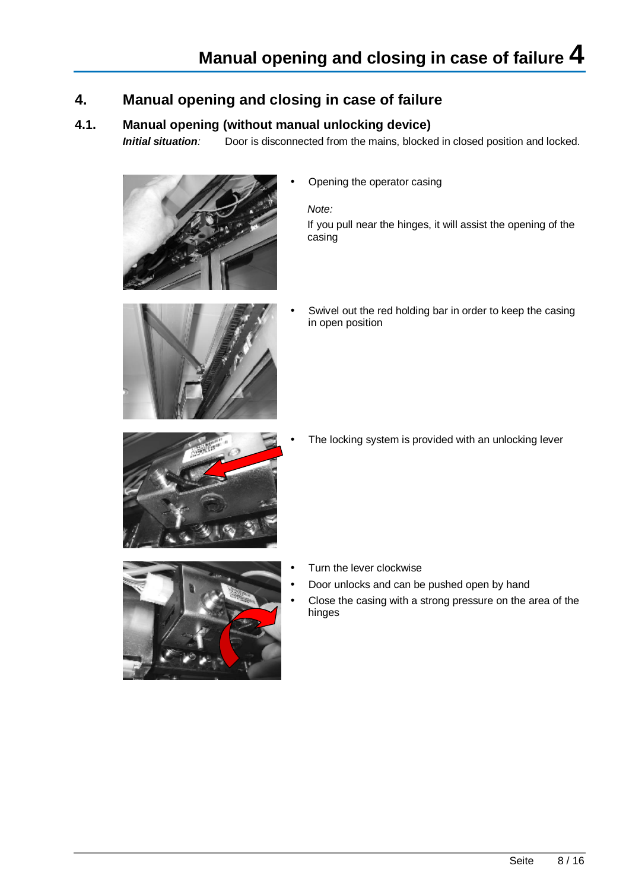# 4. Manual opening and closing in case of failure

## 4.1. Manual opening (without manual unlocking device)

***Initial situation**:* Door is disconnected from the mains, blocked in closed position and locked.

- Opening the operator casing

  *Note:*
  If you pull near the hinges, it will assist the opening of the casing

- Swivel out the red holding bar in order to keep the casing in open position

- The locking system is provided with an unlocking lever

- Turn the lever clockwise
- Door unlocks and can be pushed open by hand
- Close the casing with a strong pressure on the area of the hinges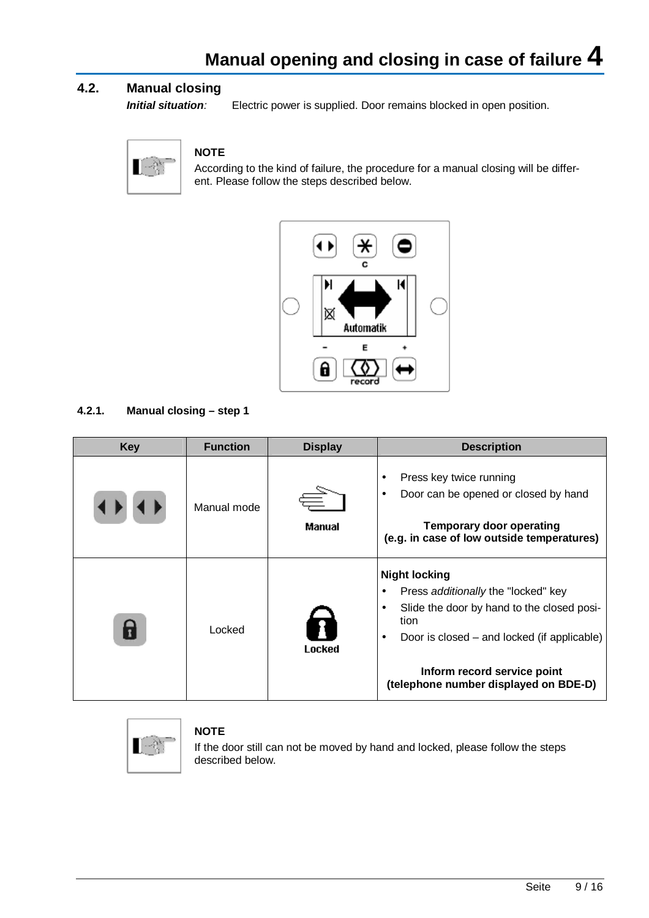## 4.2. Manual closing

***Initial situation:*** Electric power is supplied. Door remains blocked in open position.

**NOTE**

According to the kind of failure, the procedure for a manual closing will be different. Please follow the steps described below.

### 4.2.1. Manual closing – step 1

| Key | Function | Display | Description |
|---|---|---|---|
| | Manual mode | Manual | • Press key twice running<br>• Door can be opened or closed by hand<br><br>**Temporary door operating (e.g. in case of low outside temperatures)** |
| | Locked | Locked | **Night locking**<br>• Press *additionally* the "locked" key<br>• Slide the door by hand to the closed position<br>• Door is closed – and locked (if applicable)<br><br>**Inform record service point (telephone number displayed on BDE-D)** |

**NOTE**

If the door still can not be moved by hand and locked, please follow the steps described below.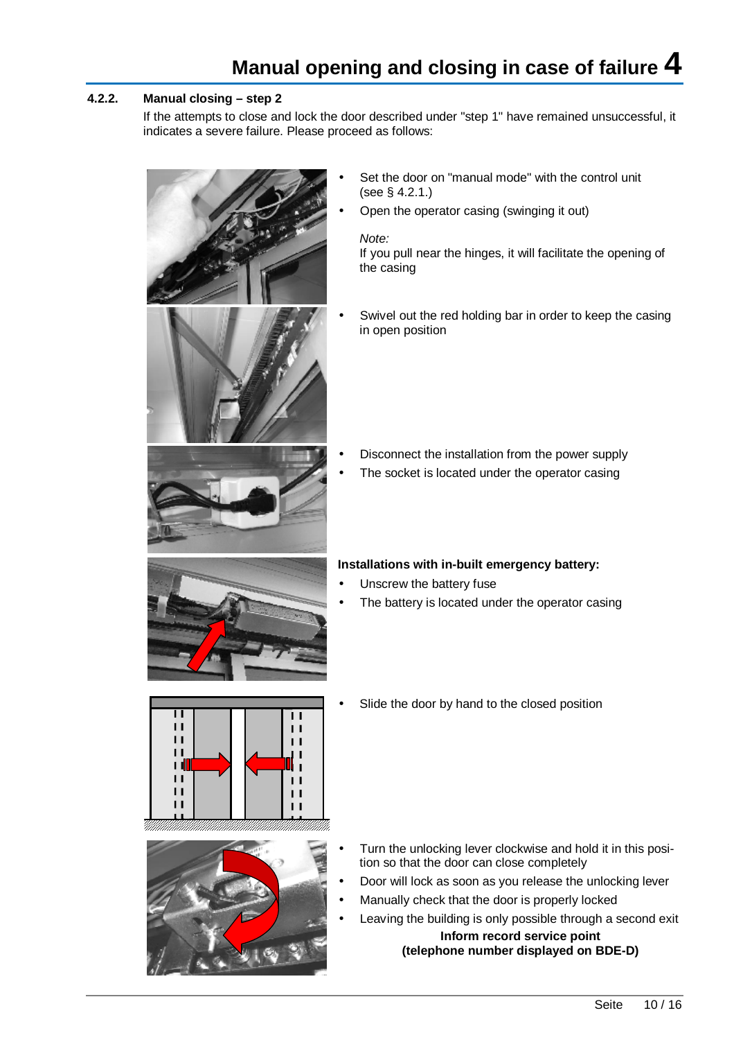### 4.2.2. Manual closing – step 2

If the attempts to close and lock the door described under "step 1" have remained unsuccessful, it indicates a severe failure. Please proceed as follows:

- Set the door on "manual mode" with the control unit (see § 4.2.1.)
- Open the operator casing (swinging it out)

*Note:*
If you pull near the hinges, it will facilitate the opening of the casing

- Swivel out the red holding bar in order to keep the casing in open position

- Disconnect the installation from the power supply
- The socket is located under the operator casing

**Installations with in-built emergency battery:**

- Unscrew the battery fuse
- The battery is located under the operator casing

- Slide the door by hand to the closed position

- Turn the unlocking lever clockwise and hold it in this position so that the door can close completely
- Door will lock as soon as you release the unlocking lever
- Manually check that the door is properly locked
- Leaving the building is only possible through a second exit

**Inform record service point**
**(telephone number displayed on BDE-D)**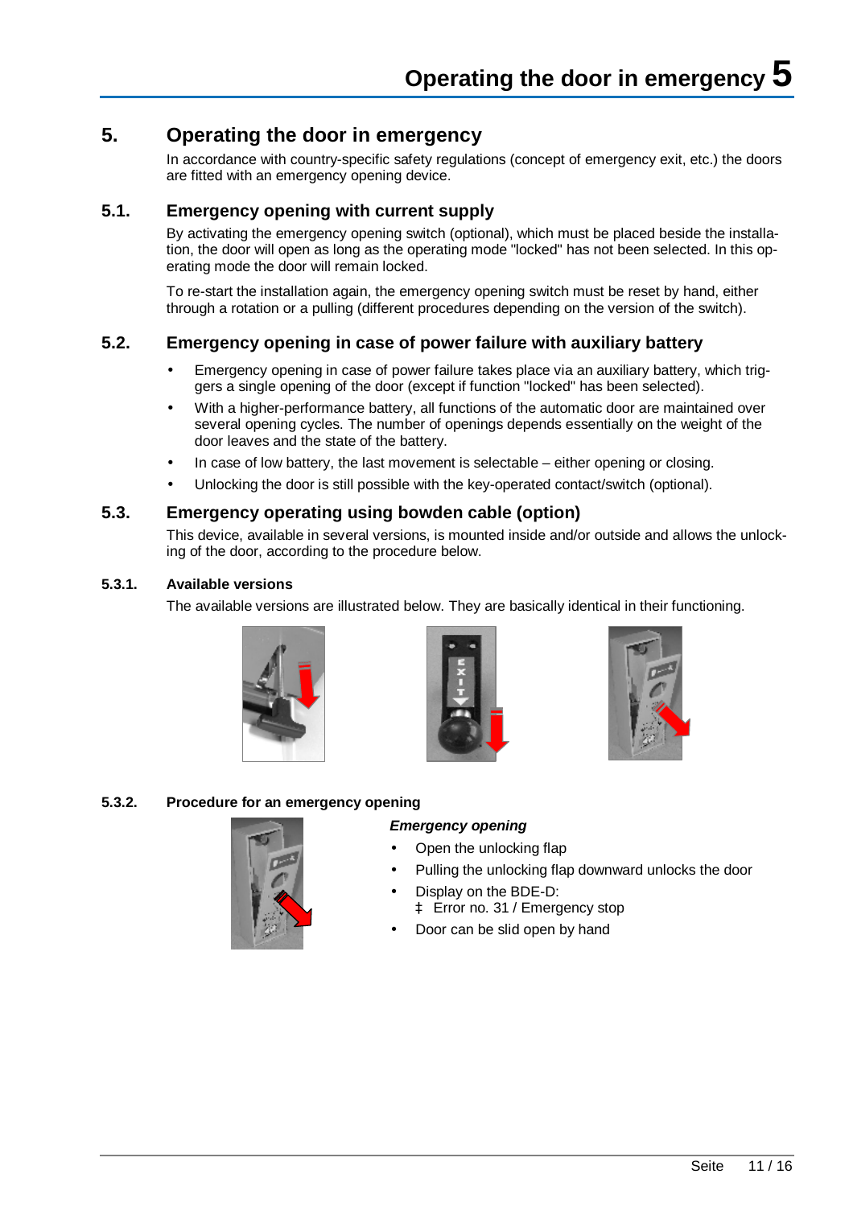# 5. Operating the door in emergency

In accordance with country-specific safety regulations (concept of emergency exit, etc.) the doors are fitted with an emergency opening device.

## 5.1. Emergency opening with current supply

By activating the emergency opening switch (optional), which must be placed beside the installation, the door will open as long as the operating mode "locked" has not been selected. In this operating mode the door will remain locked.

To re-start the installation again, the emergency opening switch must be reset by hand, either through a rotation or a pulling (different procedures depending on the version of the switch).

## 5.2. Emergency opening in case of power failure with auxiliary battery

- Emergency opening in case of power failure takes place via an auxiliary battery, which triggers a single opening of the door (except if function "locked" has been selected).
- With a higher-performance battery, all functions of the automatic door are maintained over several opening cycles. The number of openings depends essentially on the weight of the door leaves and the state of the battery.
- In case of low battery, the last movement is selectable – either opening or closing.
- Unlocking the door is still possible with the key-operated contact/switch (optional).

## 5.3. Emergency operating using bowden cable (option)

This device, available in several versions, is mounted inside and/or outside and allows the unlocking of the door, according to the procedure below.

### 5.3.1. Available versions

The available versions are illustrated below. They are basically identical in their functioning.

### 5.3.2. Procedure for an emergency opening

***Emergency opening***

- Open the unlocking flap
- Pulling the unlocking flap downward unlocks the door
- Display on the BDE-D:
  ‡ Error no. 31 / Emergency stop
- Door can be slid open by hand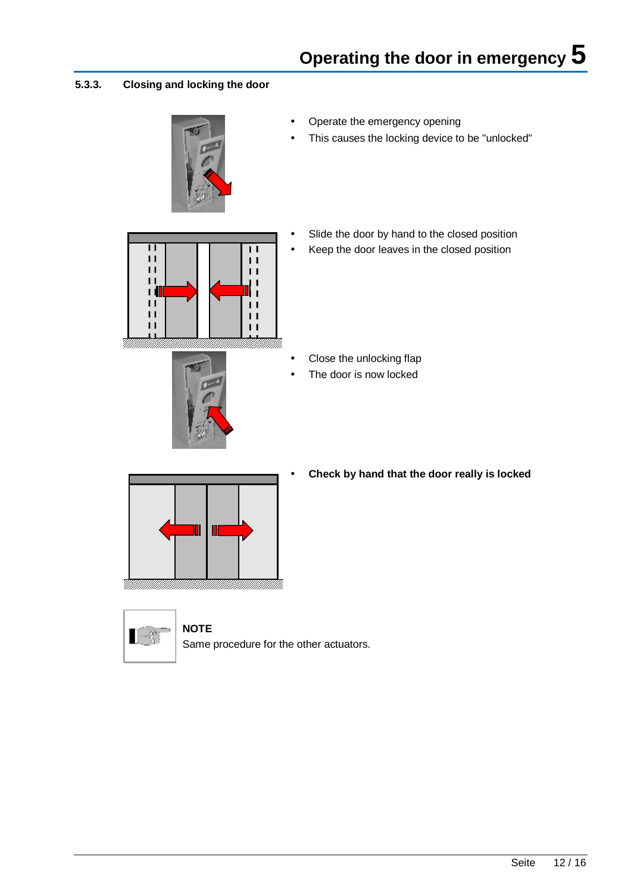### 5.3.3. Closing and locking the door

- Operate the emergency opening
- This causes the locking device to be "unlocked"

- Slide the door by hand to the closed position
- Keep the door leaves in the closed position

- Close the unlocking flap
- The door is now locked

- **Check by hand that the door really is locked**

**NOTE**
Same procedure for the other actuators.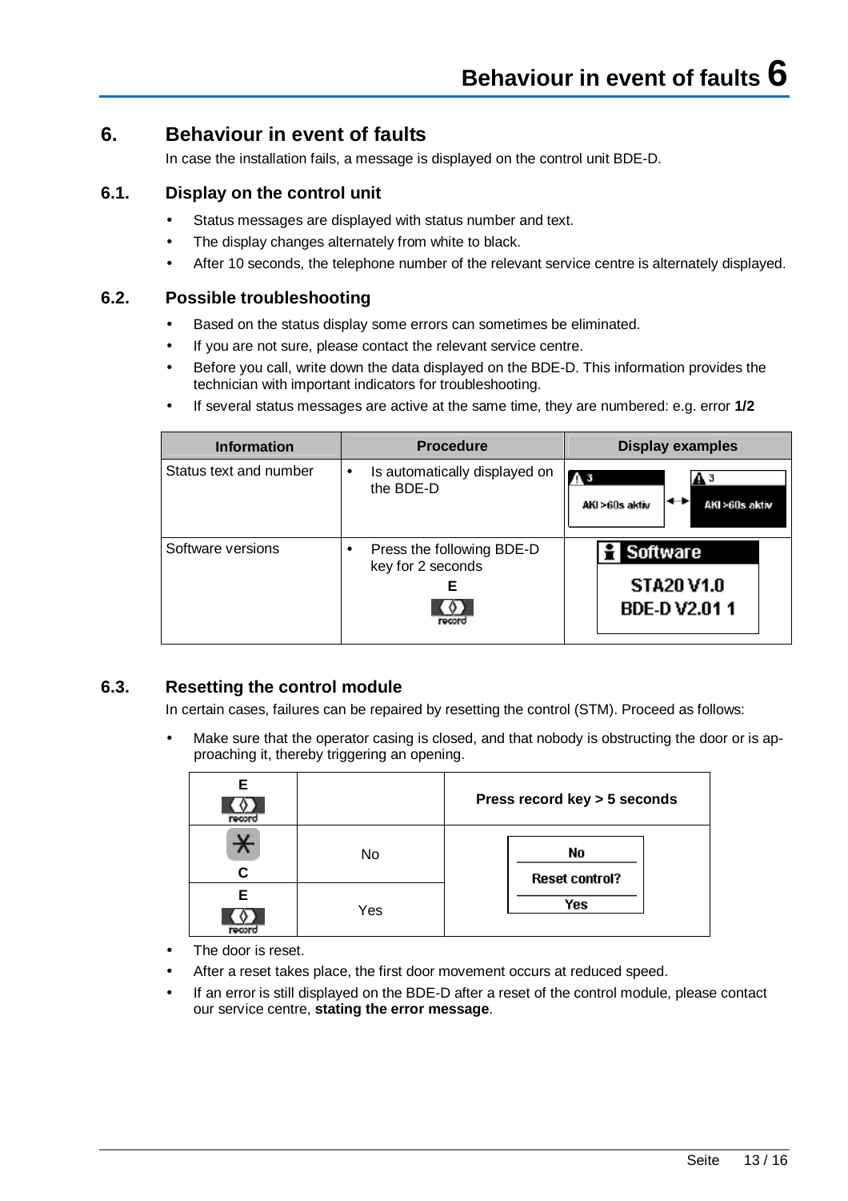# 6. Behaviour in event of faults

In case the installation fails, a message is displayed on the control unit BDE-D.

## 6.1. Display on the control unit

- Status messages are displayed with status number and text.
- The display changes alternately from white to black.
- After 10 seconds, the telephone number of the relevant service centre is alternately displayed.

## 6.2. Possible troubleshooting

- Based on the status display some errors can sometimes be eliminated.
- If you are not sure, please contact the relevant service centre.
- Before you call, write down the data displayed on the BDE-D. This information provides the technician with important indicators for troubleshooting.
- If several status messages are active at the same time, they are numbered: e.g. error **1/2**

| Information | Procedure | Display examples |
|---|---|---|
| Status text and number | • Is automatically displayed on the BDE-D | ⚠ 3 AKI >60s aktiv ↔ ⚠ 3 AKI >60s aktiv |
| Software versions | • Press the following BDE-D key for 2 seconds E record | Software STA20 V1.0 BDE-D V2.01 1 |

## 6.3. Resetting the control module

In certain cases, failures can be repaired by resetting the control (STM). Proceed as follows:

- Make sure that the operator casing is closed, and that nobody is obstructing the door or is approaching it, thereby triggering an opening.

| E record | | **Press record key > 5 seconds** |
|---|---|---|
| C | No | No / Reset control? / Yes |
| E record | Yes | |

- The door is reset.
- After a reset takes place, the first door movement occurs at reduced speed.
- If an error is still displayed on the BDE-D after a reset of the control module, please contact our service centre, **stating the error message**.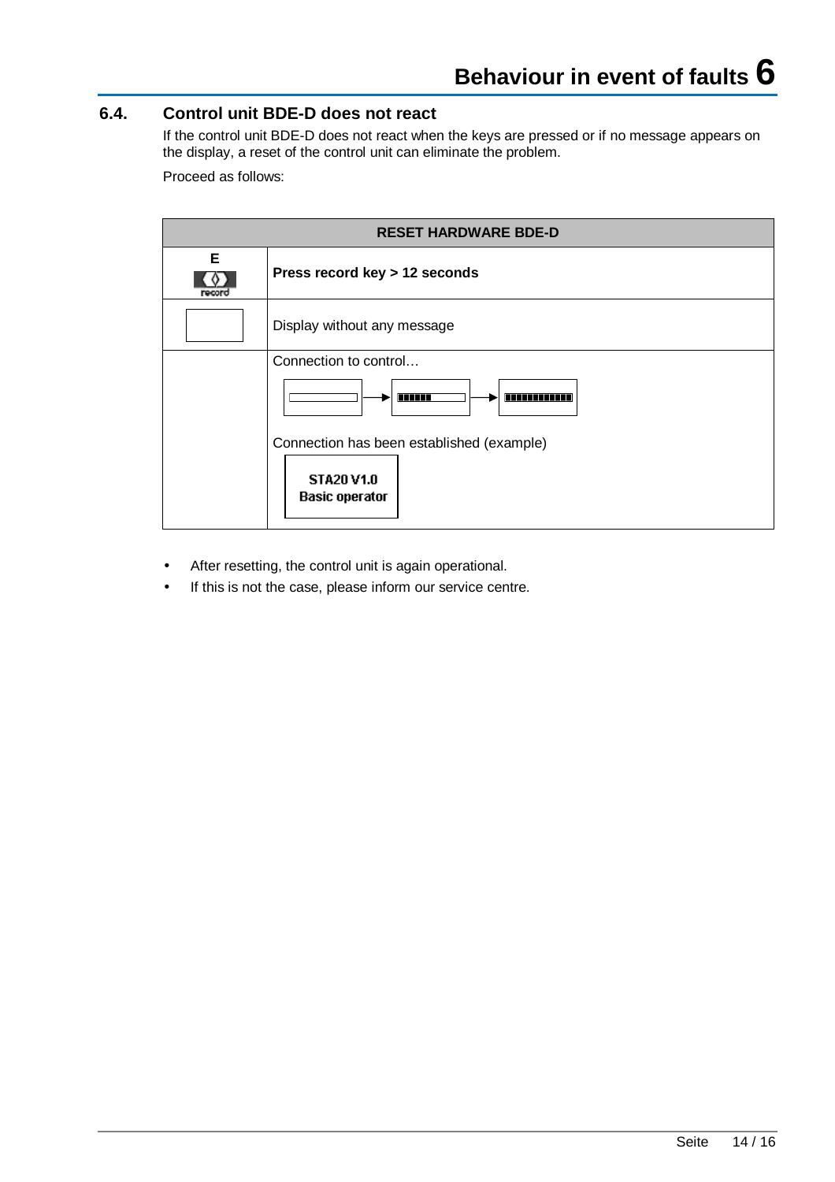## 6.4. Control unit BDE-D does not react

If the control unit BDE-D does not react when the keys are pressed or if no message appears on the display, a reset of the control unit can eliminate the problem.

Proceed as follows:

| RESET HARDWARE BDE-D | |
|---|---|
| E record | **Press record key > 12 seconds** |
| | Display without any message |
| | Connection to control… <br><br> Connection has been established (example) <br> STA20 V1.0 <br> Basic operator |

- After resetting, the control unit is again operational.
- If this is not the case, please inform our service centre.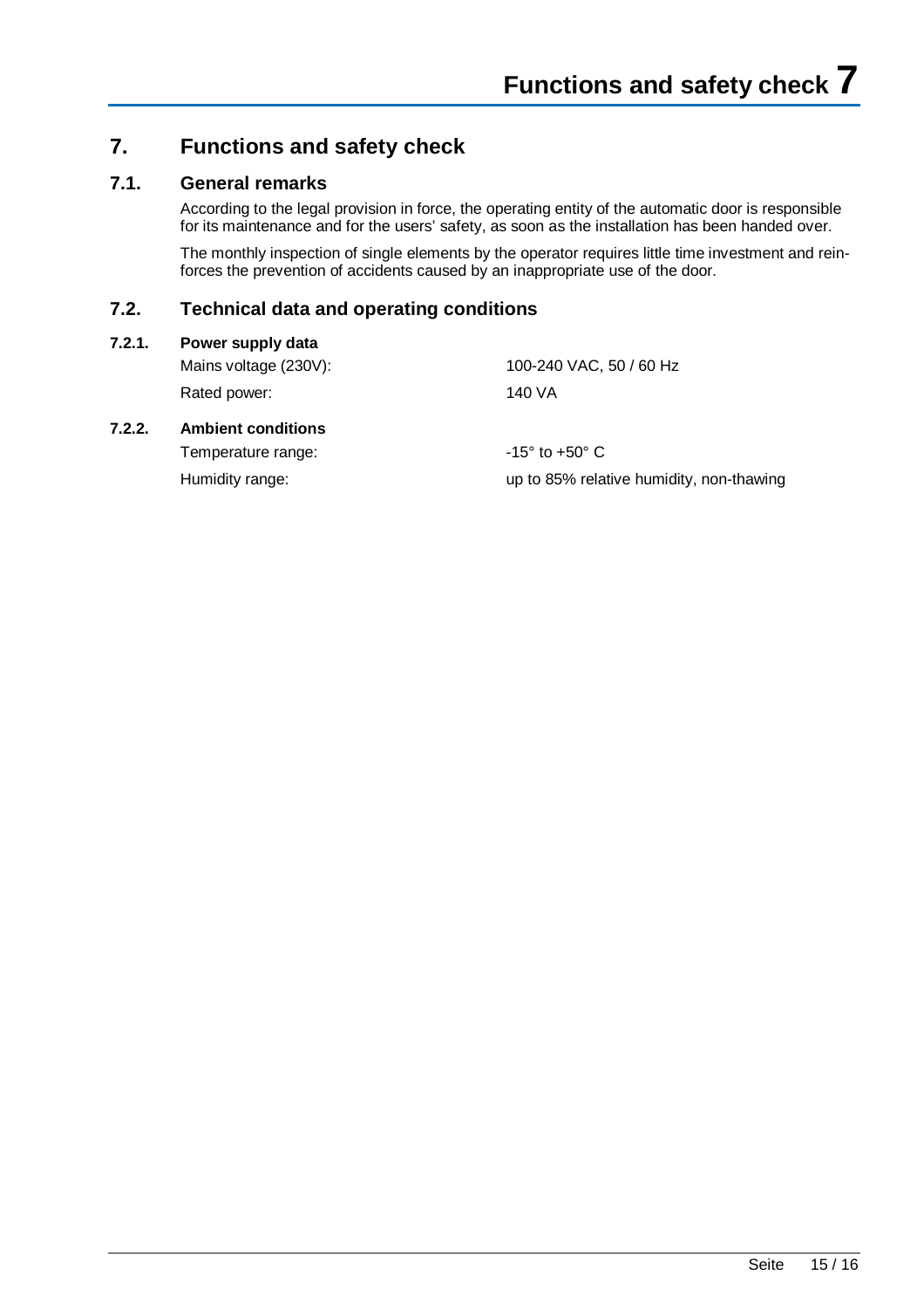# 7. Functions and safety check

## 7.1. General remarks

According to the legal provision in force, the operating entity of the automatic door is responsible for its maintenance and for the users' safety, as soon as the installation has been handed over.

The monthly inspection of single elements by the operator requires little time investment and reinforces the prevention of accidents caused by an inappropriate use of the door.

## 7.2. Technical data and operating conditions

### 7.2.1. Power supply data

| | |
|---|---|
| Mains voltage (230V): | 100-240 VAC, 50 / 60 Hz |
| Rated power: | 140 VA |

### 7.2.2. Ambient conditions

| | |
|---|---|
| Temperature range: | -15° to +50° C |
| Humidity range: | up to 85% relative humidity, non-thawing |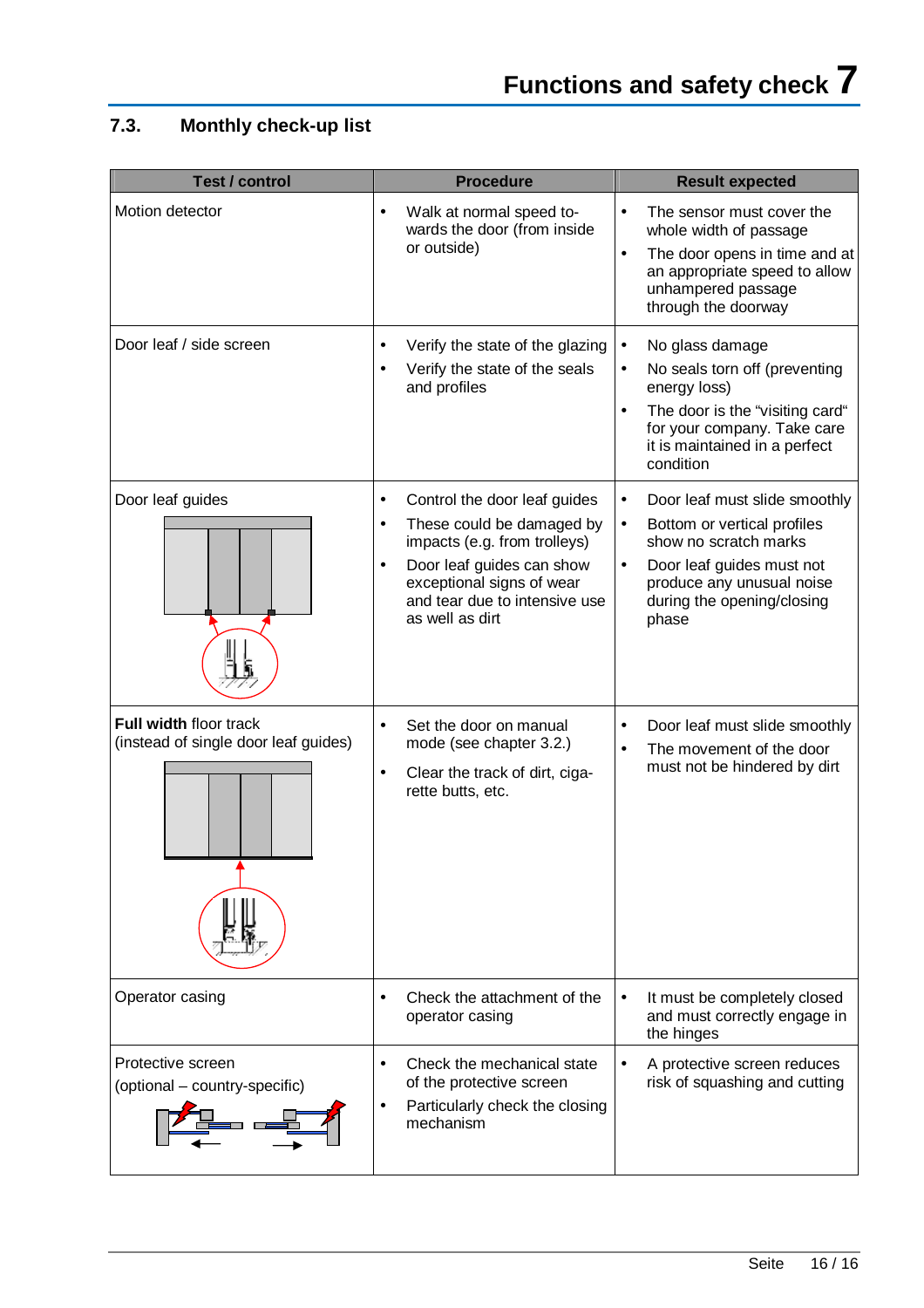## 7.3. Monthly check-up list

| Test / control | Procedure | Result expected |
|---|---|---|
| Motion detector | • Walk at normal speed towards the door (from inside or outside) | • The sensor must cover the whole width of passage<br>• The door opens in time and at an appropriate speed to allow unhampered passage through the doorway |
| Door leaf / side screen | • Verify the state of the glazing<br>• Verify the state of the seals and profiles | • No glass damage<br>• No seals torn off (preventing energy loss)<br>• The door is the "visiting card" for your company. Take care it is maintained in a perfect condition |
| Door leaf guides | • Control the door leaf guides<br>• These could be damaged by impacts (e.g. from trolleys)<br>• Door leaf guides can show exceptional signs of wear and tear due to intensive use as well as dirt | • Door leaf must slide smoothly<br>• Bottom or vertical profiles show no scratch marks<br>• Door leaf guides must not produce any unusual noise during the opening/closing phase |
| **Full width** floor track (instead of single door leaf guides) | • Set the door on manual mode (see chapter 3.2.)<br>• Clear the track of dirt, cigarette butts, etc. | • Door leaf must slide smoothly<br>• The movement of the door must not be hindered by dirt |
| Operator casing | • Check the attachment of the operator casing | • It must be completely closed and must correctly engage in the hinges |
| Protective screen (optional – country-specific) | • Check the mechanical state of the protective screen<br>• Particularly check the closing mechanism | • A protective screen reduces risk of squashing and cutting |